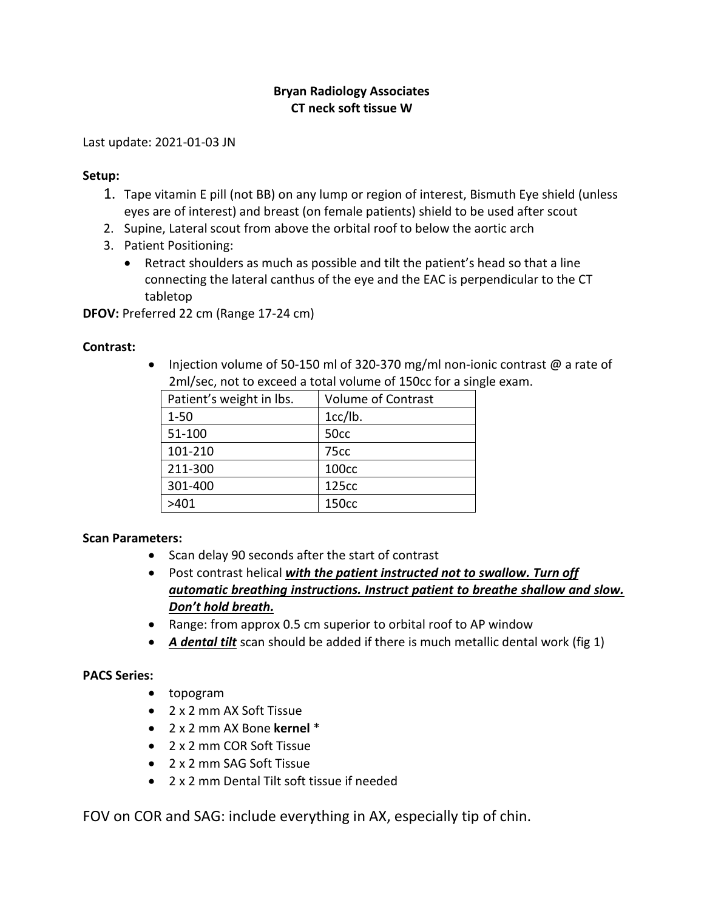# Bryan Radiology Associates
# CT neck soft tissue W

Last update: 2021-01-03 JN

**Setup:**

1. Tape vitamin E pill (not BB) on any lump or region of interest, Bismuth Eye shield (unless eyes are of interest) and breast (on female patients) shield to be used after scout
2. Supine, Lateral scout from above the orbital roof to below the aortic arch
3. Patient Positioning:
   - Retract shoulders as much as possible and tilt the patient's head so that a line connecting the lateral canthus of the eye and the EAC is perpendicular to the CT tabletop

**DFOV:** Preferred 22 cm (Range 17-24 cm)

**Contrast:**

- Injection volume of 50-150 ml of 320-370 mg/ml non-ionic contrast @ a rate of 2ml/sec, not to exceed a total volume of 150cc for a single exam.

| Patient's weight in lbs. | Volume of Contrast |
|---|---|
| 1-50 | 1cc/lb. |
| 51-100 | 50cc |
| 101-210 | 75cc |
| 211-300 | 100cc |
| 301-400 | 125cc |
| >401 | 150cc |

**Scan Parameters:**

- Scan delay 90 seconds after the start of contrast
- Post contrast helical ***with the patient instructed not to swallow. Turn off automatic breathing instructions. Instruct patient to breathe shallow and slow. Don't hold breath.***
- Range: from approx 0.5 cm superior to orbital roof to AP window
- ***A dental tilt*** scan should be added if there is much metallic dental work (fig 1)

**PACS Series:**

- topogram
- 2 x 2 mm AX Soft Tissue
- 2 x 2 mm AX Bone **kernel** *
- 2 x 2 mm COR Soft Tissue
- 2 x 2 mm SAG Soft Tissue
- 2 x 2 mm Dental Tilt soft tissue if needed

FOV on COR and SAG: include everything in AX, especially tip of chin.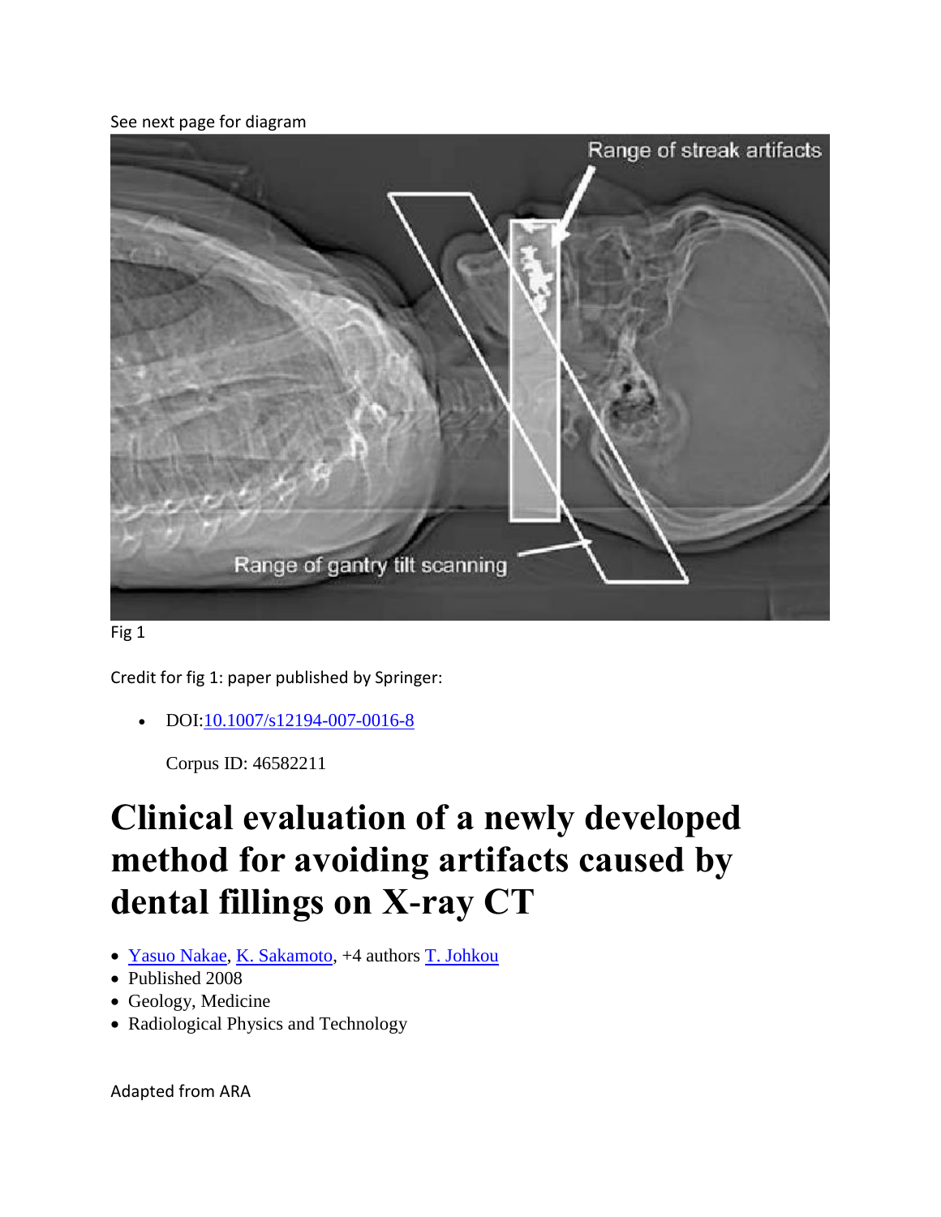See next page for diagram

Range of streak artifacts

Range of gantry tilt scanning

Fig 1

Credit for fig 1: paper published by Springer:

- DOI:10.1007/s12194-007-0016-8

  Corpus ID: 46582211

# Clinical evaluation of a newly developed method for avoiding artifacts caused by dental fillings on X-ray CT

- Yasuo Nakae, K. Sakamoto, +4 authors T. Johkou
- Published 2008
- Geology, Medicine
- Radiological Physics and Technology

Adapted from ARA